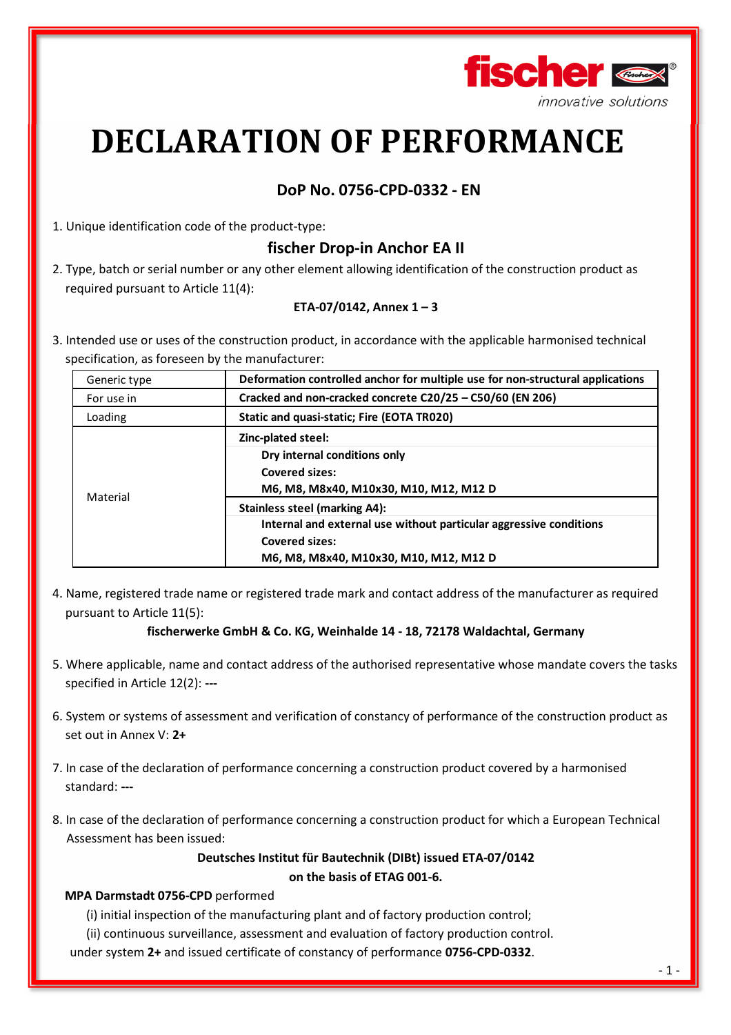fischer

innovative solutions

# DECLARATION OF PERFORMANCE

## DoP No. 0756-CPD-0332 - EN

1. Unique identification code of the product-type:

### fischer Drop-in Anchor EA II

2. Type, batch or serial number or any other element allowing identification of the construction product as required pursuant to Article 11(4):

**ETA-07/0142, Annex 1 – 3**

3. Intended use or uses of the construction product, in accordance with the applicable harmonised technical specification, as foreseen by the manufacturer:

| Generic type | **Deformation controlled anchor for multiple use for non-structural applications** |
|---|---|
| For use in | **Cracked and non-cracked concrete C20/25 – C50/60 (EN 206)** |
| Loading | **Static and quasi-static; Fire (EOTA TR020)** |
| Material | **Zinc-plated steel:**<br>**Dry internal conditions only**<br>**Covered sizes:**<br>**M6, M8, M8x40, M10x30, M10, M12, M12 D** |
| | **Stainless steel (marking A4):**<br>**Internal and external use without particular aggressive conditions**<br>**Covered sizes:**<br>**M6, M8, M8x40, M10x30, M10, M12, M12 D** |

4. Name, registered trade name or registered trade mark and contact address of the manufacturer as required pursuant to Article 11(5):

**fischerwerke GmbH & Co. KG, Weinhalde 14 - 18, 72178 Waldachtal, Germany**

5. Where applicable, name and contact address of the authorised representative whose mandate covers the tasks specified in Article 12(2): **---**

6. System or systems of assessment and verification of constancy of performance of the construction product as set out in Annex V: **2+**

7. In case of the declaration of performance concerning a construction product covered by a harmonised standard: **---**

8. In case of the declaration of performance concerning a construction product for which a European Technical Assessment has been issued:

**Deutsches Institut für Bautechnik (DIBt) issued ETA-07/0142**
**on the basis of ETAG 001-6.**

**MPA Darmstadt 0756-CPD** performed

(i) initial inspection of the manufacturing plant and of factory production control;

(ii) continuous surveillance, assessment and evaluation of factory production control.

under system **2+** and issued certificate of constancy of performance **0756-CPD-0332**.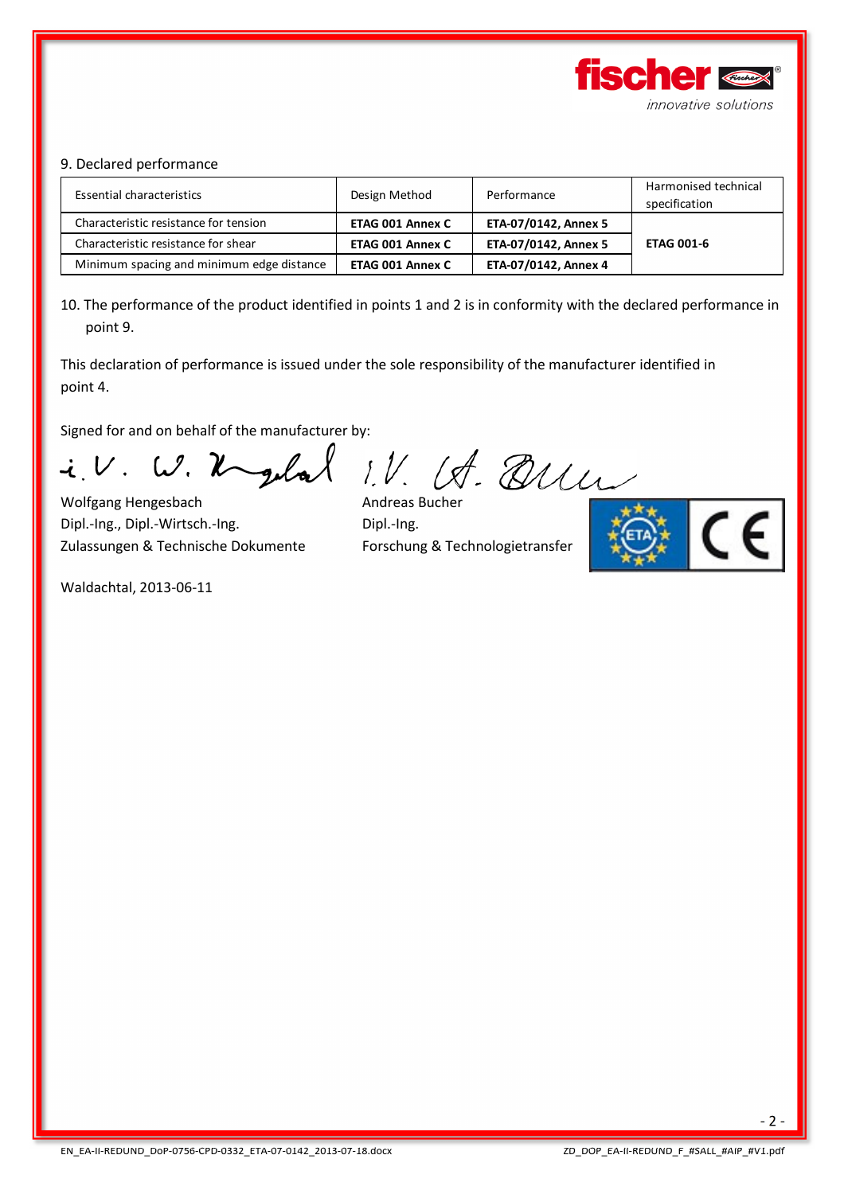9. Declared performance

| Essential characteristics | Design Method | Performance | Harmonised technical specification |
|---|---|---|---|
| Characteristic resistance for tension | **ETAG 001 Annex C** | **ETA-07/0142, Annex 5** | **ETAG 001-6** |
| Characteristic resistance for shear | **ETAG 001 Annex C** | **ETA-07/0142, Annex 5** | |
| Minimum spacing and minimum edge distance | **ETAG 001 Annex C** | **ETA-07/0142, Annex 4** | |

10. The performance of the product identified in points 1 and 2 is in conformity with the declared performance in point 9.

This declaration of performance is issued under the sole responsibility of the manufacturer identified in point 4.

Signed for and on behalf of the manufacturer by:

i. V. W. Hengesbach

Wolfgang Hengesbach
Dipl.-Ing., Dipl.-Wirtsch.-Ing.
Zulassungen & Technische Dokumente

i. V. A. Bucher

Andreas Bucher
Dipl.-Ing.
Forschung & Technologietransfer

Waldachtal, 2013-06-11